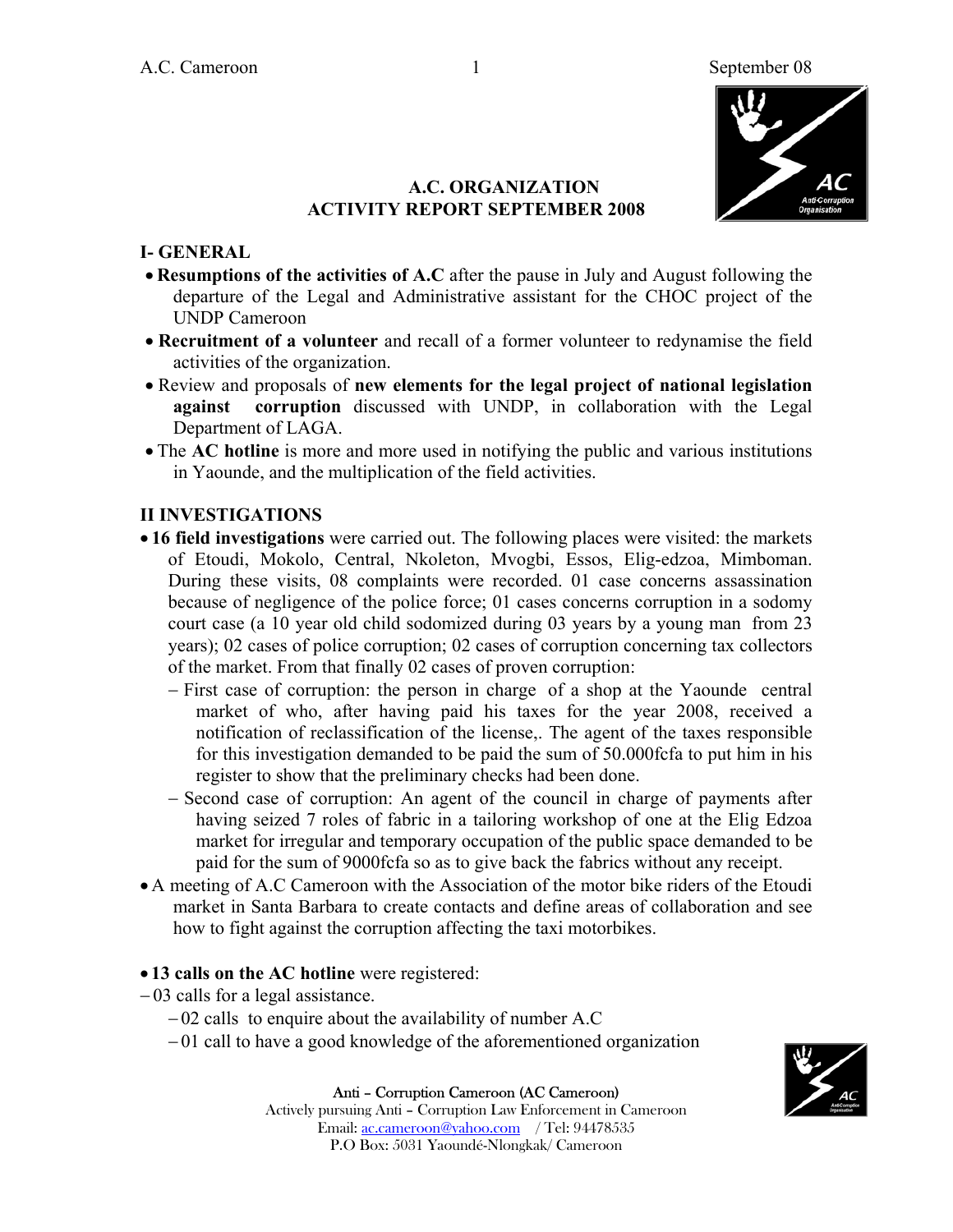**A.C. ORGANIZATION**
**ACTIVITY REPORT SEPTEMBER 2008**

## I- GENERAL

- **Resumptions of the activities of A.C** after the pause in July and August following the departure of the Legal and Administrative assistant for the CHOC project of the UNDP Cameroon
- **Recruitment of a volunteer** and recall of a former volunteer to redynamise the field activities of the organization.
- Review and proposals of **new elements for the legal project of national legislation against corruption** discussed with UNDP, in collaboration with the Legal Department of LAGA.
- The **AC hotline** is more and more used in notifying the public and various institutions in Yaounde, and the multiplication of the field activities.

## II INVESTIGATIONS

- **16 field investigations** were carried out. The following places were visited: the markets of Etoudi, Mokolo, Central, Nkoleton, Mvogbi, Essos, Elig-edzoa, Mimboman. During these visits, 08 complaints were recorded. 01 case concerns assassination because of negligence of the police force; 01 cases concerns corruption in a sodomy court case (a 10 year old child sodomized during 03 years by a young man from 23 years); 02 cases of police corruption; 02 cases of corruption concerning tax collectors of the market. From that finally 02 cases of proven corruption:
  - First case of corruption: the person in charge of a shop at the Yaounde central market of who, after having paid his taxes for the year 2008, received a notification of reclassification of the license,. The agent of the taxes responsible for this investigation demanded to be paid the sum of 50.000fcfa to put him in his register to show that the preliminary checks had been done.
  - Second case of corruption: An agent of the council in charge of payments after having seized 7 roles of fabric in a tailoring workshop of one at the Elig Edzoa market for irregular and temporary occupation of the public space demanded to be paid for the sum of 9000fcfa so as to give back the fabrics without any receipt.
- A meeting of A.C Cameroon with the Association of the motor bike riders of the Etoudi market in Santa Barbara to create contacts and define areas of collaboration and see how to fight against the corruption affecting the taxi motorbikes.

- **13 calls on the AC hotline** were registered:
  - 03 calls for a legal assistance.
  - 02 calls to enquire about the availability of number A.C
  - 01 call to have a good knowledge of the aforementioned organization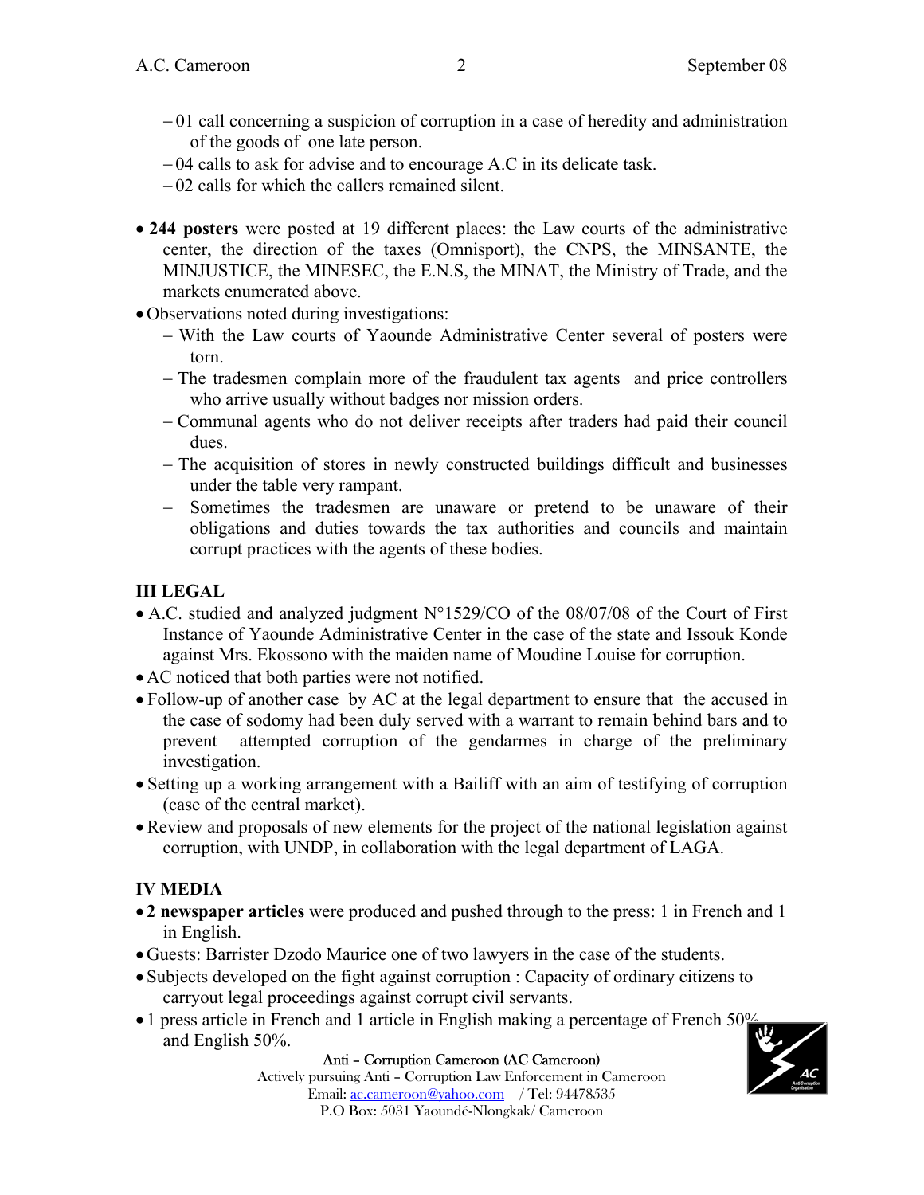- 01 call concerning a suspicion of corruption in a case of heredity and administration of the goods of one late person.
- 04 calls to ask for advise and to encourage A.C in its delicate task.
- 02 calls for which the callers remained silent.

- **244 posters** were posted at 19 different places: the Law courts of the administrative center, the direction of the taxes (Omnisport), the CNPS, the MINSANTE, the MINJUSTICE, the MINESEC, the E.N.S, the MINAT, the Ministry of Trade, and the markets enumerated above.
- Observations noted during investigations:
  - With the Law courts of Yaounde Administrative Center several of posters were torn.
  - The tradesmen complain more of the fraudulent tax agents and price controllers who arrive usually without badges nor mission orders.
  - Communal agents who do not deliver receipts after traders had paid their council dues.
  - The acquisition of stores in newly constructed buildings difficult and businesses under the table very rampant.
  - Sometimes the tradesmen are unaware or pretend to be unaware of their obligations and duties towards the tax authorities and councils and maintain corrupt practices with the agents of these bodies.

## III LEGAL

- A.C. studied and analyzed judgment N°1529/CO of the 08/07/08 of the Court of First Instance of Yaounde Administrative Center in the case of the state and Issouk Konde against Mrs. Ekossono with the maiden name of Moudine Louise for corruption.
- AC noticed that both parties were not notified.
- Follow-up of another case by AC at the legal department to ensure that the accused in the case of sodomy had been duly served with a warrant to remain behind bars and to prevent attempted corruption of the gendarmes in charge of the preliminary investigation.
- Setting up a working arrangement with a Bailiff with an aim of testifying of corruption (case of the central market).
- Review and proposals of new elements for the project of the national legislation against corruption, with UNDP, in collaboration with the legal department of LAGA.

## IV MEDIA

- **2 newspaper articles** were produced and pushed through to the press: 1 in French and 1 in English.
- Guests: Barrister Dzodo Maurice one of two lawyers in the case of the students.
- Subjects developed on the fight against corruption : Capacity of ordinary citizens to carryout legal proceedings against corrupt civil servants.
- 1 press article in French and 1 article in English making a percentage of French 50% and English 50%.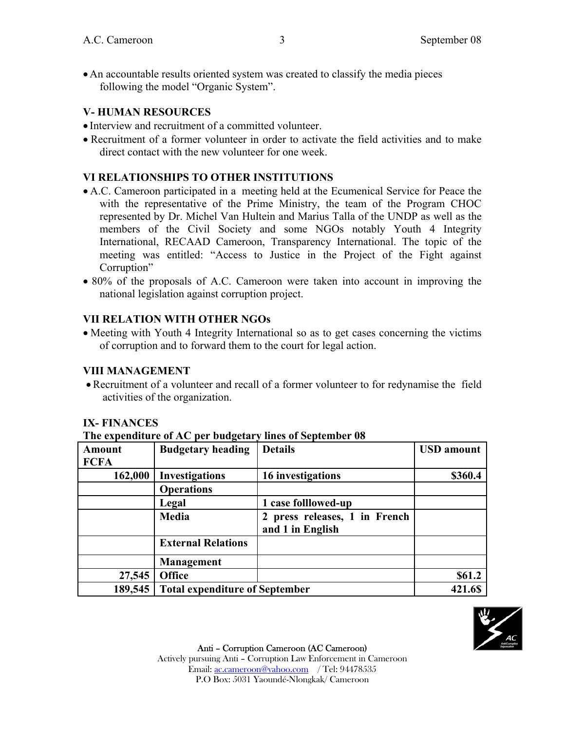- An accountable results oriented system was created to classify the media pieces following the model "Organic System".

## V- HUMAN RESOURCES

- Interview and recruitment of a committed volunteer.
- Recruitment of a former volunteer in order to activate the field activities and to make direct contact with the new volunteer for one week.

## VI RELATIONSHIPS TO OTHER INSTITUTIONS

- A.C. Cameroon participated in a meeting held at the Ecumenical Service for Peace the with the representative of the Prime Ministry, the team of the Program CHOC represented by Dr. Michel Van Hultein and Marius Talla of the UNDP as well as the members of the Civil Society and some NGOs notably Youth 4 Integrity International, RECAAD Cameroon, Transparency International. The topic of the meeting was entitled: "Access to Justice in the Project of the Fight against Corruption"
- 80% of the proposals of A.C. Cameroon were taken into account in improving the national legislation against corruption project.

## VII RELATION WITH OTHER NGOs

- Meeting with Youth 4 Integrity International so as to get cases concerning the victims of corruption and to forward them to the court for legal action.

## VIII MANAGEMENT

- Recruitment of a volunteer and recall of a former volunteer to for redynamise the field activities of the organization.

## IX- FINANCES

**The expenditure of AC per budgetary lines of September 08**

| Amount FCFA | Budgetary heading | Details | USD amount |
|---|---|---|---|
| 162,000 | Investigations | 16 investigations | $360.4 |
| | Operations | | |
| | Legal | 1 case folllowed-up | |
| | Media | 2 press releases, 1 in French and 1 in English | |
| | External Relations | | |
| | Management | | |
| 27,545 | Office | | $61.2 |
| 189,545 | Total expenditure of September | | 421.6$ |

Anti – Corruption Cameroon (AC Cameroon)
Actively pursuing Anti – Corruption Law Enforcement in Cameroon
Email: ac.cameroon@yahoo.com / Tel: 94478535
P.O Box: 5031 Yaoundé-Nlongkak/ Cameroon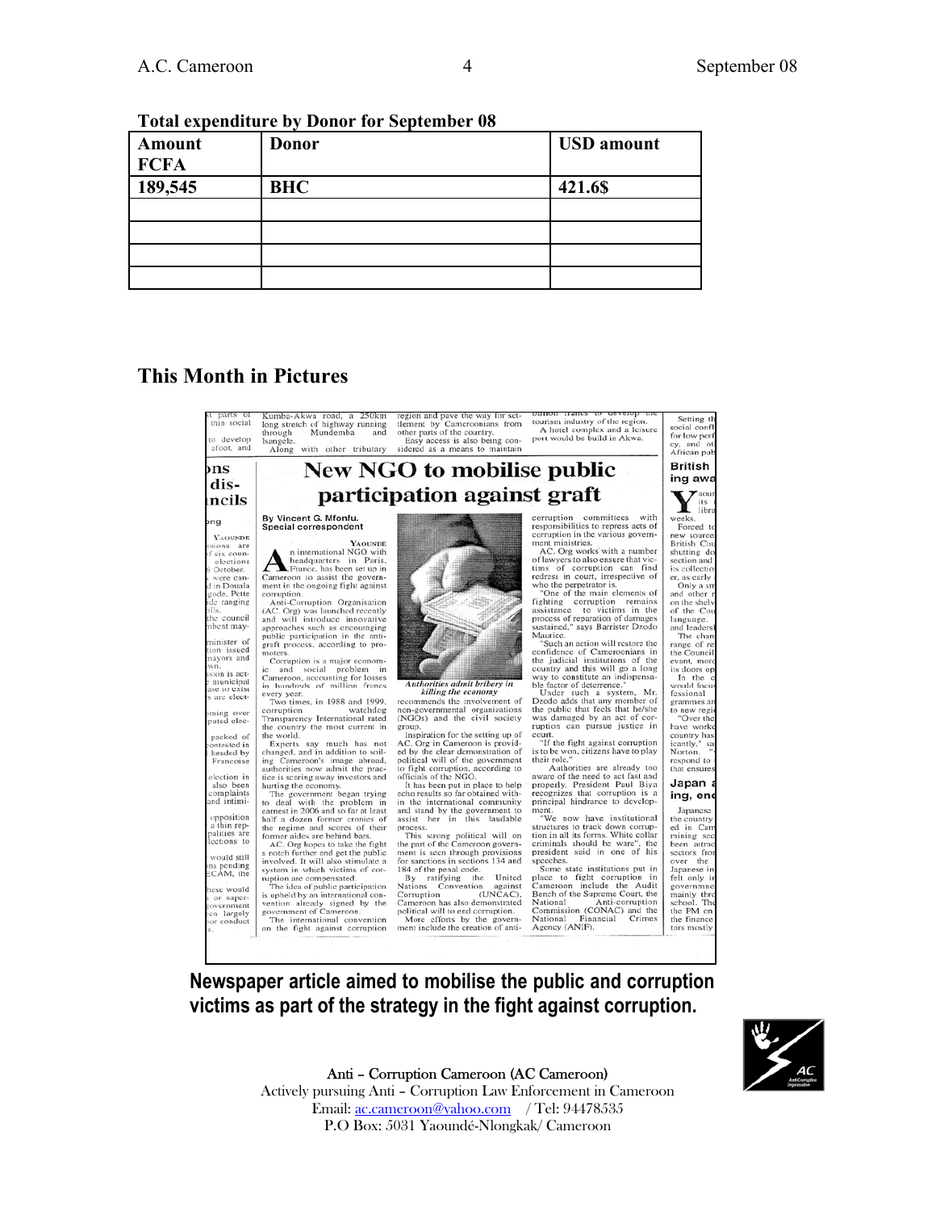**Total expenditure by Donor for September 08**

| Amount FCFA | Donor | USD amount |
|---|---|---|
| 189,545 | BHC | 421.6$ |
| | | |
| | | |
| | | |
| | | |

## This Month in Pictures

**Newspaper article aimed to mobilise the public and corruption victims as part of the strategy in the fight against corruption.**